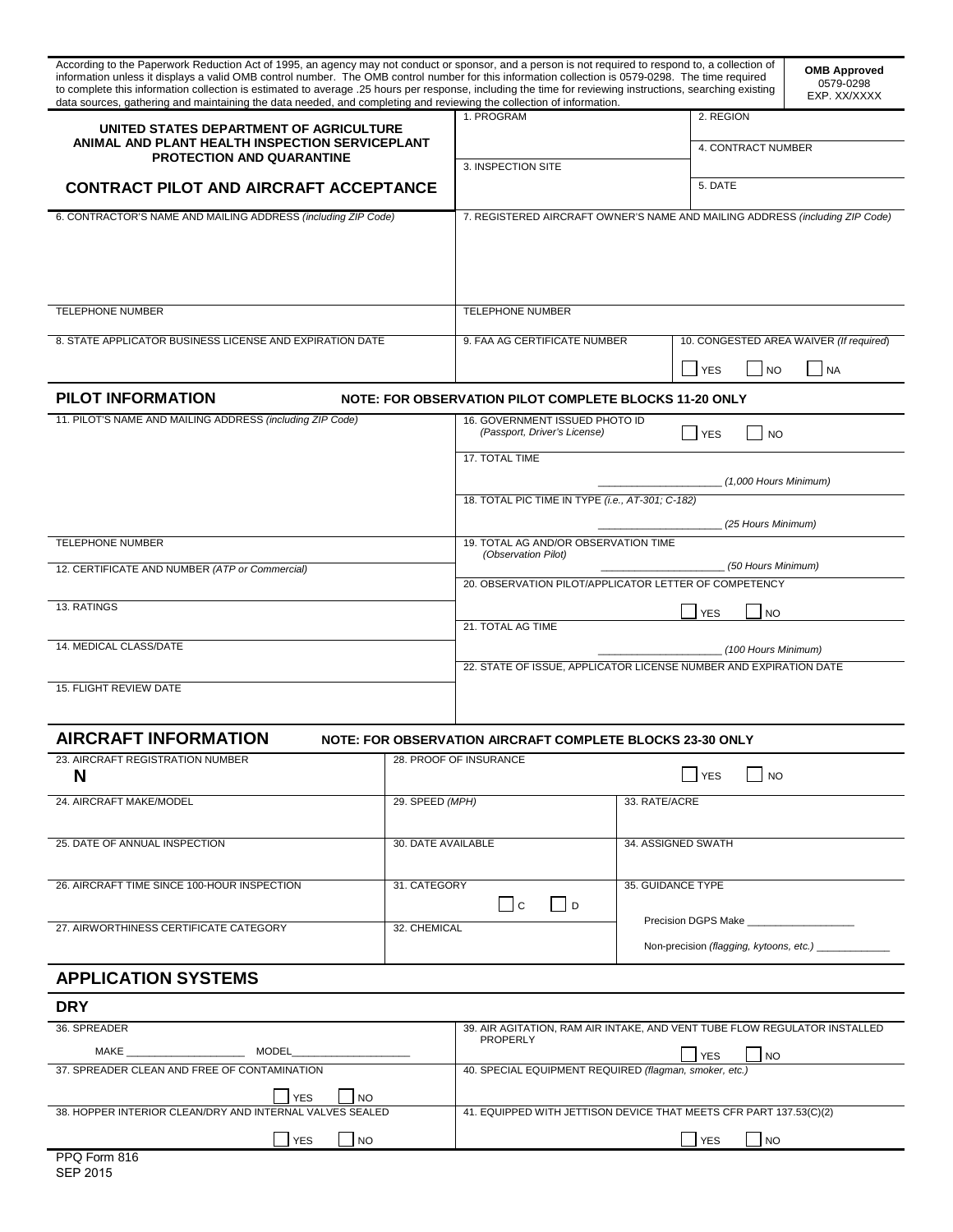According to the Paperwork Reduction Act of 1995, an agency may not conduct or sponsor, and a person is not required to respond to, a collection of information unless it displays a valid OMB control number. The OMB control number for this information collection is 0579-0298. The time required to complete this information collection is estimated to average .25 hours per response, including the time for reviewing instructions, searching existing data sources, gathering and maintaining the data needed, and completing and reviewing the collection of information.

**OMB Approved**
0579-0298
EXP. XX/XXXX

**UNITED STATES DEPARTMENT OF AGRICULTURE**
**ANIMAL AND PLANT HEALTH INSPECTION SERVICEPLANT PROTECTION AND QUARANTINE**

# CONTRACT PILOT AND AIRCRAFT ACCEPTANCE

| 1. PROGRAM | 2. REGION |
|---|---|
| | 4. CONTRACT NUMBER |
| 3. INSPECTION SITE | 5. DATE |

| 6. CONTRACTOR'S NAME AND MAILING ADDRESS *(including ZIP Code)* | 7. REGISTERED AIRCRAFT OWNER'S NAME AND MAILING ADDRESS *(including ZIP Code)* | |
|---|---|---|
| TELEPHONE NUMBER | TELEPHONE NUMBER | |
| 8. STATE APPLICATOR BUSINESS LICENSE AND EXPIRATION DATE | 9. FAA AG CERTIFICATE NUMBER | 10. CONGESTED AREA WAIVER *(If required)* ☐ YES ☐ NO ☐ NA |

## PILOT INFORMATION

**NOTE: FOR OBSERVATION PILOT COMPLETE BLOCKS 11-20 ONLY**

| | |
|---|---|
| 11. PILOT'S NAME AND MAILING ADDRESS *(including ZIP Code)* | 16. GOVERNMENT ISSUED PHOTO ID *(Passport, Driver's License)* ☐ YES ☐ NO |
| | 17. TOTAL TIME ____________ *(1,000 Hours Minimum)* |
| | 18. TOTAL PIC TIME IN TYPE *(i.e., AT-301; C-182)* ____________ *(25 Hours Minimum)* |
| TELEPHONE NUMBER | 19. TOTAL AG AND/OR OBSERVATION TIME *(Observation Pilot)* ____________ *(50 Hours Minimum)* |
| 12. CERTIFICATE AND NUMBER *(ATP or Commercial)* | 20. OBSERVATION PILOT/APPLICATOR LETTER OF COMPETENCY ☐ YES ☐ NO |
| 13. RATINGS | 21. TOTAL AG TIME ____________ *(100 Hours Minimum)* |
| 14. MEDICAL CLASS/DATE | 22. STATE OF ISSUE, APPLICATOR LICENSE NUMBER AND EXPIRATION DATE |
| 15. FLIGHT REVIEW DATE | |

## AIRCRAFT INFORMATION

**NOTE: FOR OBSERVATION AIRCRAFT COMPLETE BLOCKS 23-30 ONLY**

| | | |
|---|---|---|
| 23. AIRCRAFT REGISTRATION NUMBER **N** | 28. PROOF OF INSURANCE ☐ YES ☐ NO | |
| 24. AIRCRAFT MAKE/MODEL | 29. SPEED *(MPH)* | 33. RATE/ACRE |
| 25. DATE OF ANNUAL INSPECTION | 30. DATE AVAILABLE | 34. ASSIGNED SWATH |
| 26. AIRCRAFT TIME SINCE 100-HOUR INSPECTION | 31. CATEGORY ☐ C ☐ D | 35. GUIDANCE TYPE |
| 27. AIRWORTHINESS CERTIFICATE CATEGORY | 32. CHEMICAL | Precision DGPS Make ____________ Non-precision *(flagging, kytoons, etc.)* ____________ |

## APPLICATION SYSTEMS

### DRY

| | |
|---|---|
| 36. SPREADER MAKE ____________ MODEL ____________ | 39. AIR AGITATION, RAM AIR INTAKE, AND VENT TUBE FLOW REGULATOR INSTALLED PROPERLY ☐ YES ☐ NO |
| 37. SPREADER CLEAN AND FREE OF CONTAMINATION ☐ YES ☐ NO | 40. SPECIAL EQUIPMENT REQUIRED *(flagman, smoker, etc.)* |
| 38. HOPPER INTERIOR CLEAN/DRY AND INTERNAL VALVES SEALED ☐ YES ☐ NO | 41. EQUIPPED WITH JETTISON DEVICE THAT MEETS CFR PART 137.53(C)(2) ☐ YES ☐ NO |

PPQ Form 816
SEP 2015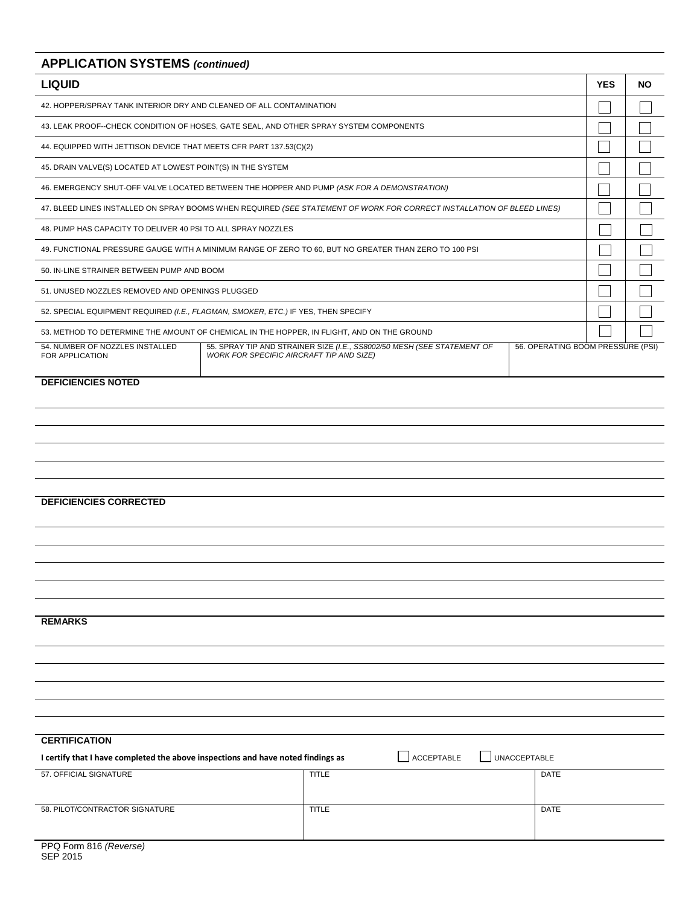## APPLICATION SYSTEMS *(continued)*

| LIQUID | YES | NO |
|---|---|---|
| 42. HOPPER/SPRAY TANK INTERIOR DRY AND CLEANED OF ALL CONTAMINATION | ☐ | ☐ |
| 43. LEAK PROOF--CHECK CONDITION OF HOSES, GATE SEAL, AND OTHER SPRAY SYSTEM COMPONENTS | ☐ | ☐ |
| 44. EQUIPPED WITH JETTISON DEVICE THAT MEETS CFR PART 137.53(C)(2) | ☐ | ☐ |
| 45. DRAIN VALVE(S) LOCATED AT LOWEST POINT(S) IN THE SYSTEM | ☐ | ☐ |
| 46. EMERGENCY SHUT-OFF VALVE LOCATED BETWEEN THE HOPPER AND PUMP *(ASK FOR A DEMONSTRATION)* | ☐ | ☐ |
| 47. BLEED LINES INSTALLED ON SPRAY BOOMS WHEN REQUIRED *(SEE STATEMENT OF WORK FOR CORRECT INSTALLATION OF BLEED LINES)* | ☐ | ☐ |
| 48. PUMP HAS CAPACITY TO DELIVER 40 PSI TO ALL SPRAY NOZZLES | ☐ | ☐ |
| 49. FUNCTIONAL PRESSURE GAUGE WITH A MINIMUM RANGE OF ZERO TO 60, BUT NO GREATER THAN ZERO TO 100 PSI | ☐ | ☐ |
| 50. IN-LINE STRAINER BETWEEN PUMP AND BOOM | ☐ | ☐ |
| 51. UNUSED NOZZLES REMOVED AND OPENINGS PLUGGED | ☐ | ☐ |
| 52. SPECIAL EQUIPMENT REQUIRED *(I.E., FLAGMAN, SMOKER, ETC.)* IF YES, THEN SPECIFY | ☐ | ☐ |
| 53. METHOD TO DETERMINE THE AMOUNT OF CHEMICAL IN THE HOPPER, IN FLIGHT, AND ON THE GROUND | ☐ | ☐ |

| 54. NUMBER OF NOZZLES INSTALLED FOR APPLICATION | 55. SPRAY TIP AND STRAINER SIZE *(I.E., SS8002/50 MESH (SEE STATEMENT OF WORK FOR SPECIFIC AIRCRAFT TIP AND SIZE)* | 56. OPERATING BOOM PRESSURE (PSI) |
|---|---|---|
| | | |

**DEFICIENCIES NOTED**

**DEFICIENCIES CORRECTED**

**REMARKS**

**CERTIFICATION**

**I certify that I have completed the above inspections and have noted findings as** ☐ ACCEPTABLE ☐ UNACCEPTABLE

| 57. OFFICIAL SIGNATURE | TITLE | DATE |
|---|---|---|
| 58. PILOT/CONTRACTOR SIGNATURE | TITLE | DATE |

PPQ Form 816 *(Reverse)*
SEP 2015